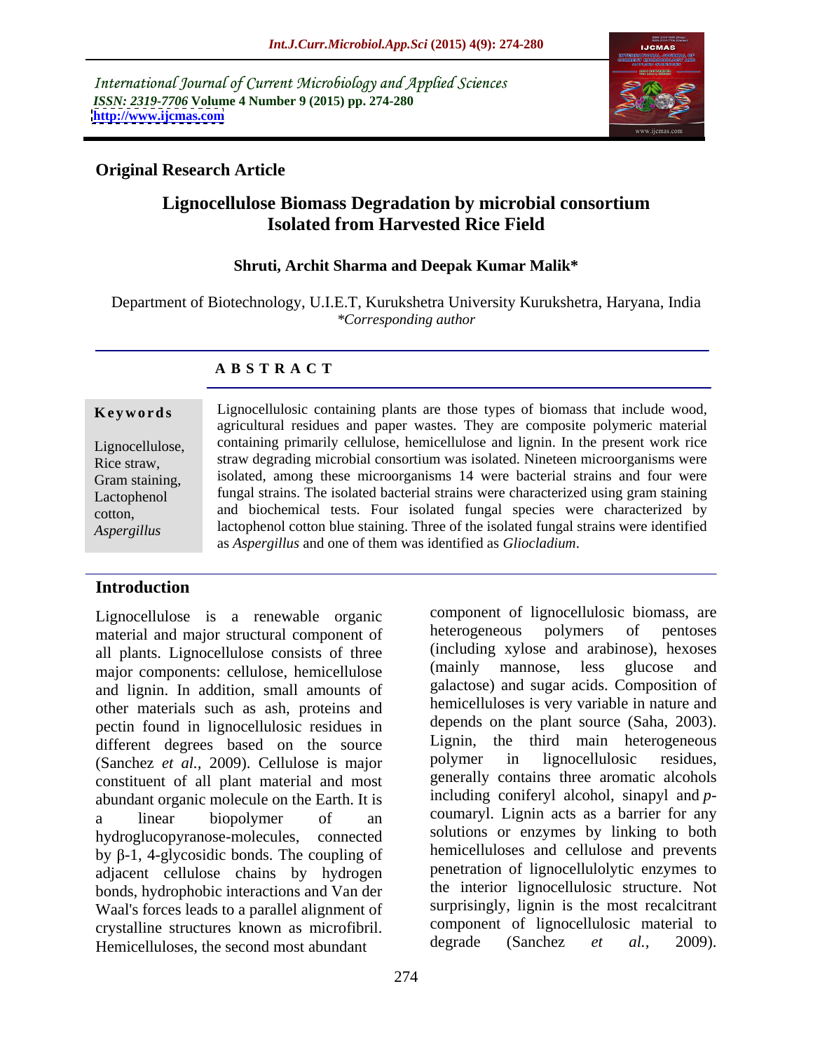International Journal of Current Microbiology and Applied Sciences
*ISSN: 2319-7706* **Volume 4 Number 9 (2015) pp. 274-280**
**http://www.ijcmas.com**

**Original Research Article**

# Lignocellulose Biomass Degradation by microbial consortium Isolated from Harvested Rice Field

**Shruti, Archit Sharma and Deepak Kumar Malik***

Department of Biotechnology, U.I.E.T, Kurukshetra University Kurukshetra, Haryana, India
*\*Corresponding author*

## A B S T R A C T

**Keywords**

Lignocellulose, Rice straw, Gram staining, Lactophenol cotton, *Aspergillus*

Lignocellulosic containing plants are those types of biomass that include wood, agricultural residues and paper wastes. They are composite polymeric material containing primarily cellulose, hemicellulose and lignin. In the present work rice straw degrading microbial consortium was isolated. Nineteen microorganisms were isolated, among these microorganisms 14 were bacterial strains and four were fungal strains. The isolated bacterial strains were characterized using gram staining and biochemical tests. Four isolated fungal species were characterized by lactophenol cotton blue staining. Three of the isolated fungal strains were identified as *Aspergillus* and one of them was identified as *Gliocladium*.

## Introduction

Lignocellulose is a renewable organic material and major structural component of all plants. Lignocellulose consists of three major components: cellulose, hemicellulose and lignin. In addition, small amounts of other materials such as ash, proteins and pectin found in lignocellulosic residues in different degrees based on the source (Sanchez *et al.,* 2009). Cellulose is major constituent of all plant material and most abundant organic molecule on the Earth. It is a linear biopolymer of an hydroglucopyranose-molecules, connected by β-1, 4-glycosidic bonds. The coupling of adjacent cellulose chains by hydrogen bonds, hydrophobic interactions and Van der Waal's forces leads to a parallel alignment of crystalline structures known as microfibril. Hemicelluloses, the second most abundant component of lignocellulosic biomass, are heterogeneous polymers of pentoses (including xylose and arabinose), hexoses (mainly mannose, less glucose and galactose) and sugar acids. Composition of hemicelluloses is very variable in nature and depends on the plant source (Saha, 2003). Lignin, the third main heterogeneous polymer in lignocellulosic residues, generally contains three aromatic alcohols including coniferyl alcohol, sinapyl and *p*-coumaryl. Lignin acts as a barrier for any solutions or enzymes by linking to both hemicelluloses and cellulose and prevents penetration of lignocellulolytic enzymes to the interior lignocellulosic structure. Not surprisingly, lignin is the most recalcitrant component of lignocellulosic material to degrade (Sanchez *et al.,* 2009).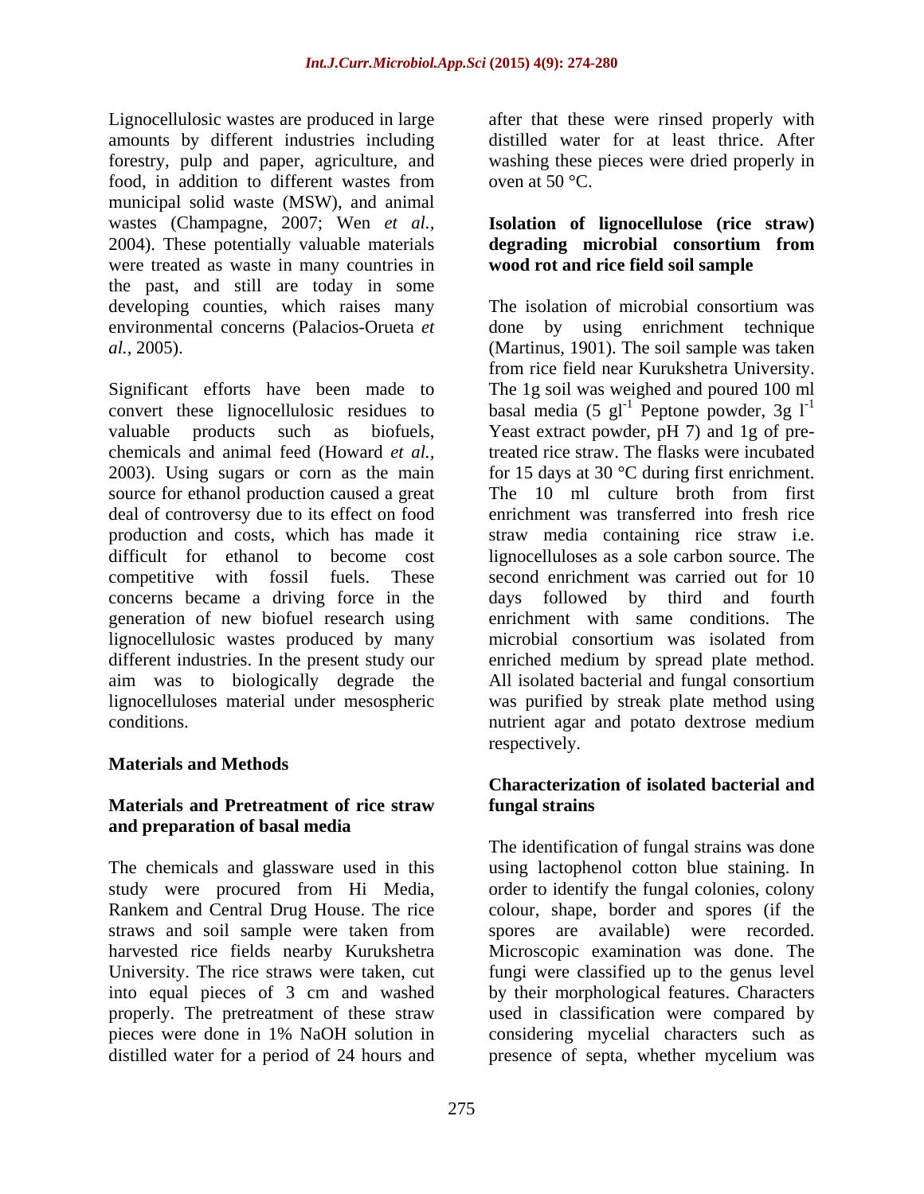Lignocellulosic wastes are produced in large amounts by different industries including forestry, pulp and paper, agriculture, and food, in addition to different wastes from municipal solid waste (MSW), and animal wastes (Champagne, 2007; Wen *et al.*, 2004). These potentially valuable materials were treated as waste in many countries in the past, and still are today in some developing counties, which raises many environmental concerns (Palacios-Orueta *et al.*, 2005).

Significant efforts have been made to convert these lignocellulosic residues to valuable products such as biofuels, chemicals and animal feed (Howard *et al.*, 2003). Using sugars or corn as the main source for ethanol production caused a great deal of controversy due to its effect on food production and costs, which has made it difficult for ethanol to become cost competitive with fossil fuels. These concerns became a driving force in the generation of new biofuel research using lignocellulosic wastes produced by many different industries. In the present study our aim was to biologically degrade the lignocelluloses material under mesospheric conditions.

## Materials and Methods

### Materials and Pretreatment of rice straw and preparation of basal media

The chemicals and glassware used in this study were procured from Hi Media, Rankem and Central Drug House. The rice straws and soil sample were taken from harvested rice fields nearby Kurukshetra University. The rice straws were taken, cut into equal pieces of 3 cm and washed properly. The pretreatment of these straw pieces were done in 1% NaOH solution in distilled water for a period of 24 hours and after that these were rinsed properly with distilled water for at least thrice. After washing these pieces were dried properly in oven at 50 °C.

### Isolation of lignocellulose (rice straw) degrading microbial consortium from wood rot and rice field soil sample

The isolation of microbial consortium was done by using enrichment technique (Martinus, 1901). The soil sample was taken from rice field near Kurukshetra University. The 1g soil was weighed and poured 100 ml basal media (5 $gl^{-1}$ Peptone powder, 3g $l^{-1}$ Yeast extract powder, pH 7) and 1g of pre-treated rice straw. The flasks were incubated for 15 days at 30 °C during first enrichment. The 10 ml culture broth from first enrichment was transferred into fresh rice straw media containing rice straw i.e. lignocelluloses as a sole carbon source. The second enrichment was carried out for 10 days followed by third and fourth enrichment with same conditions. The microbial consortium was isolated from enriched medium by spread plate method. All isolated bacterial and fungal consortium was purified by streak plate method using nutrient agar and potato dextrose medium respectively.

### Characterization of isolated bacterial and fungal strains

The identification of fungal strains was done using lactophenol cotton blue staining. In order to identify the fungal colonies, colony colour, shape, border and spores (if the spores are available) were recorded. Microscopic examination was done. The fungi were classified up to the genus level by their morphological features. Characters used in classification were compared by considering mycelial characters such as presence of septa, whether mycelium was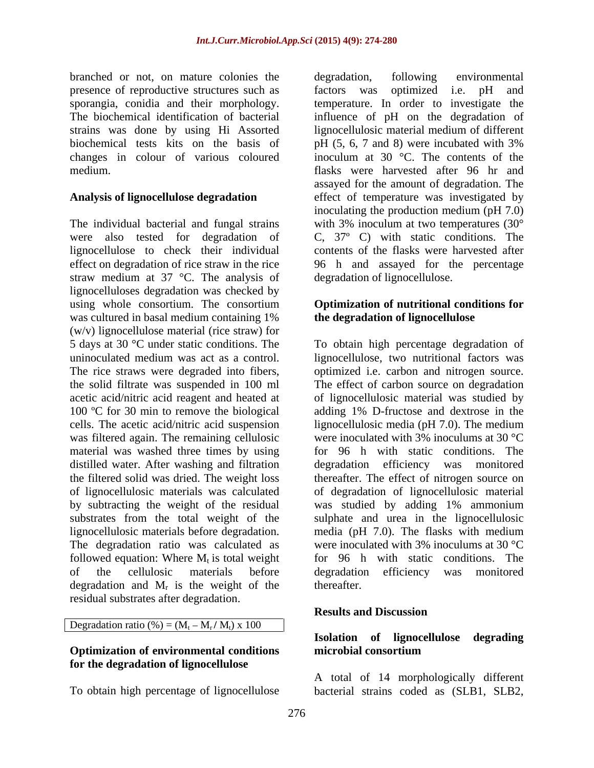branched or not, on mature colonies the presence of reproductive structures such as sporangia, conidia and their morphology. The biochemical identification of bacterial strains was done by using Hi Assorted biochemical tests kits on the basis of changes in colour of various coloured medium.

### Analysis of lignocellulose degradation

The individual bacterial and fungal strains were also tested for degradation of lignocellulose to check their individual effect on degradation of rice straw in the rice straw medium at 37 °C. The analysis of lignocelluloses degradation was checked by using whole consortium. The consortium was cultured in basal medium containing 1% (w/v) lignocellulose material (rice straw) for 5 days at 30 °C under static conditions. The uninoculated medium was act as a control. The rice straws were degraded into fibers, the solid filtrate was suspended in 100 ml acetic acid/nitric acid reagent and heated at 100 ºC for 30 min to remove the biological cells. The acetic acid/nitric acid suspension was filtered again. The remaining cellulosic material was washed three times by using distilled water. After washing and filtration the filtered solid was dried. The weight loss of lignocellulosic materials was calculated by subtracting the weight of the residual substrates from the total weight of the lignocellulosic materials before degradation. The degradation ratio was calculated as followed equation: Where $M_t$ is total weight of the cellulosic materials before degradation and $M_r$ is the weight of the residual substrates after degradation.

$$\text{Degradation ratio (\%)} = (M_t - M_r / M_t) \times 100$$

### Optimization of environmental conditions for the degradation of lignocellulose

To obtain high percentage of lignocellulose degradation, following environmental factors was optimized i.e. pH and temperature. In order to investigate the influence of pH on the degradation of lignocellulosic material medium of different pH (5, 6, 7 and 8) were incubated with 3% inoculum at 30 °C. The contents of the flasks were harvested after 96 hr and assayed for the amount of degradation. The effect of temperature was investigated by inoculating the production medium (pH 7.0) with 3% inoculum at two temperatures (30° C, 37º C) with static conditions. The contents of the flasks were harvested after 96 h and assayed for the percentage degradation of lignocellulose.

### Optimization of nutritional conditions for the degradation of lignocellulose

To obtain high percentage degradation of lignocellulose, two nutritional factors was optimized i.e. carbon and nitrogen source. The effect of carbon source on degradation of lignocellulosic material was studied by adding 1% D-fructose and dextrose in the lignocellulosic media (pH 7.0). The medium were inoculated with 3% inoculums at 30 °C for 96 h with static conditions. The degradation efficiency was monitored thereafter. The effect of nitrogen source on of degradation of lignocellulosic material was studied by adding 1% ammonium sulphate and urea in the lignocellulosic media (pH 7.0). The flasks with medium were inoculated with 3% inoculums at 30 °C for 96 h with static conditions. The degradation efficiency was monitored thereafter.

## Results and Discussion

### Isolation of lignocellulose degrading microbial consortium

A total of 14 morphologically different bacterial strains coded as (SLB1, SLB2,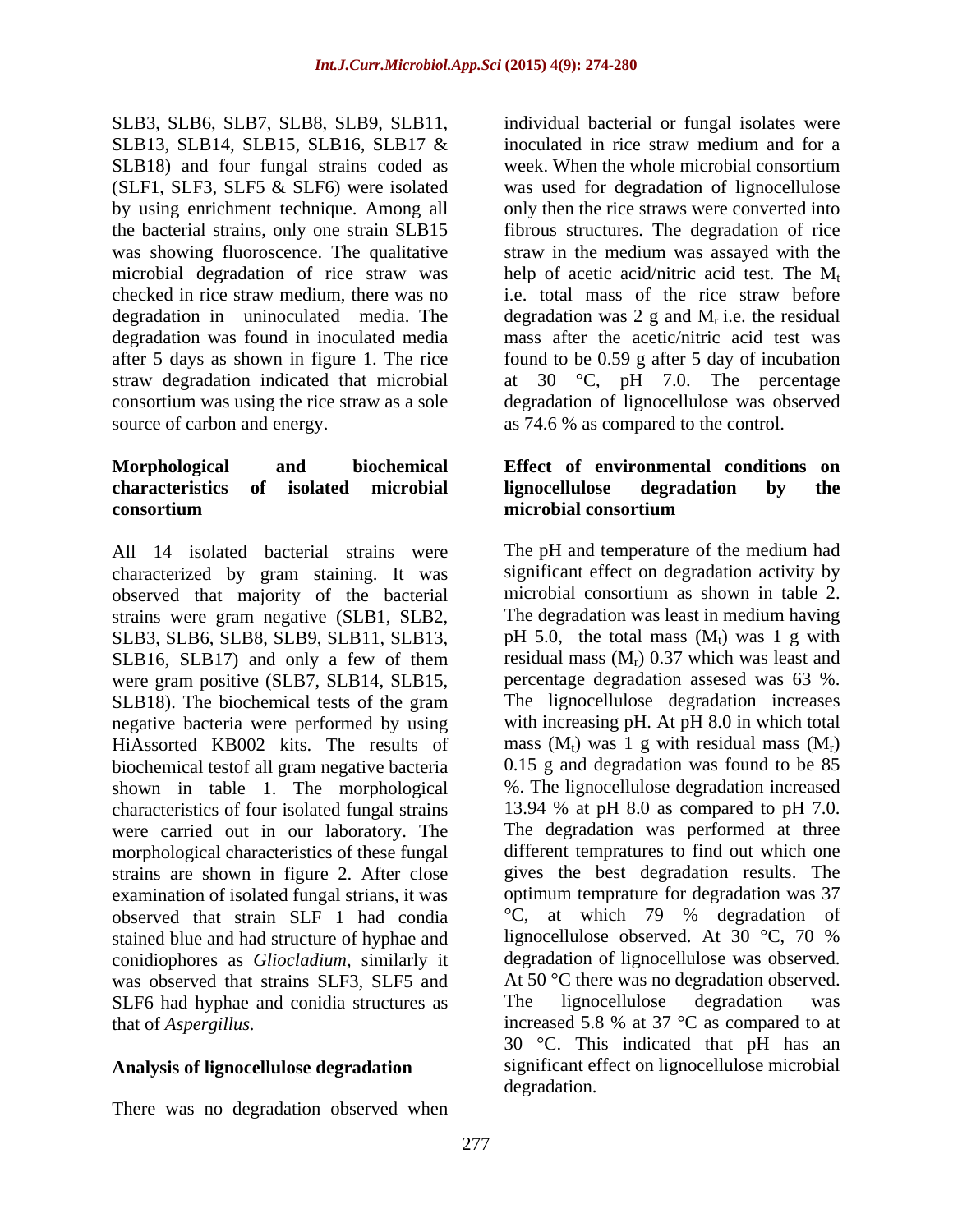SLB3, SLB6, SLB7, SLB8, SLB9, SLB11, SLB13, SLB14, SLB15, SLB16, SLB17 & SLB18) and four fungal strains coded as (SLF1, SLF3, SLF5 & SLF6) were isolated by using enrichment technique. Among all the bacterial strains, only one strain SLB15 was showing fluoroscence. The qualitative microbial degradation of rice straw was checked in rice straw medium, there was no degradation in uninoculated media. The degradation was found in inoculated media after 5 days as shown in figure 1. The rice straw degradation indicated that microbial consortium was using the rice straw as a sole source of carbon and energy.

## Morphological and biochemical characteristics of isolated microbial consortium

All 14 isolated bacterial strains were characterized by gram staining. It was observed that majority of the bacterial strains were gram negative (SLB1, SLB2, SLB3, SLB6, SLB8, SLB9, SLB11, SLB13, SLB16, SLB17) and only a few of them were gram positive (SLB7, SLB14, SLB15, SLB18). The biochemical tests of the gram negative bacteria were performed by using HiAssorted KB002 kits. The results of biochemical testof all gram negative bacteria shown in table 1. The morphological characteristics of four isolated fungal strains were carried out in our laboratory. The morphological characteristics of these fungal strains are shown in figure 2. After close examination of isolated fungal strians, it was observed that strain SLF 1 had condia stained blue and had structure of hyphae and conidiophores as *Gliocladium,* similarly it was observed that strains SLF3, SLF5 and SLF6 had hyphae and conidia structures as that of *Aspergillus.*

## Analysis of lignocellulose degradation

There was no degradation observed when individual bacterial or fungal isolates were inoculated in rice straw medium and for a week. When the whole microbial consortium was used for degradation of lignocellulose only then the rice straws were converted into fibrous structures. The degradation of rice straw in the medium was assayed with the help of acetic acid/nitric acid test. The $M_t$ i.e. total mass of the rice straw before degradation was 2 g and $M_r$ i.e. the residual mass after the acetic/nitric acid test was found to be 0.59 g after 5 day of incubation at 30 °C, pH 7.0. The percentage degradation of lignocellulose was observed as 74.6 % as compared to the control.

## Effect of environmental conditions on lignocellulose degradation by the microbial consortium

The pH and temperature of the medium had significant effect on degradation activity by microbial consortium as shown in table 2. The degradation was least in medium having pH 5.0, the total mass ($M_t$) was 1 g with residual mass ($M_r$) 0.37 which was least and percentage degradation assesed was 63 %. The lignocellulose degradation increases with increasing pH. At pH 8.0 in which total mass ($M_t$) was 1 g with residual mass ($M_r$) 0.15 g and degradation was found to be 85 %. The lignocellulose degradation increased 13.94 % at pH 8.0 as compared to pH 7.0. The degradation was performed at three different tempratures to find out which one gives the best degradation results. The optimum temprature for degradation was 37 °C, at which 79 % degradation of lignocellulose observed. At 30 °C, 70 % degradation of lignocellulose was observed. At 50 °C there was no degradation observed. The lignocellulose degradation was increased 5.8 % at 37 °C as compared to at 30 °C. This indicated that pH has an significant effect on lignocellulose microbial degradation.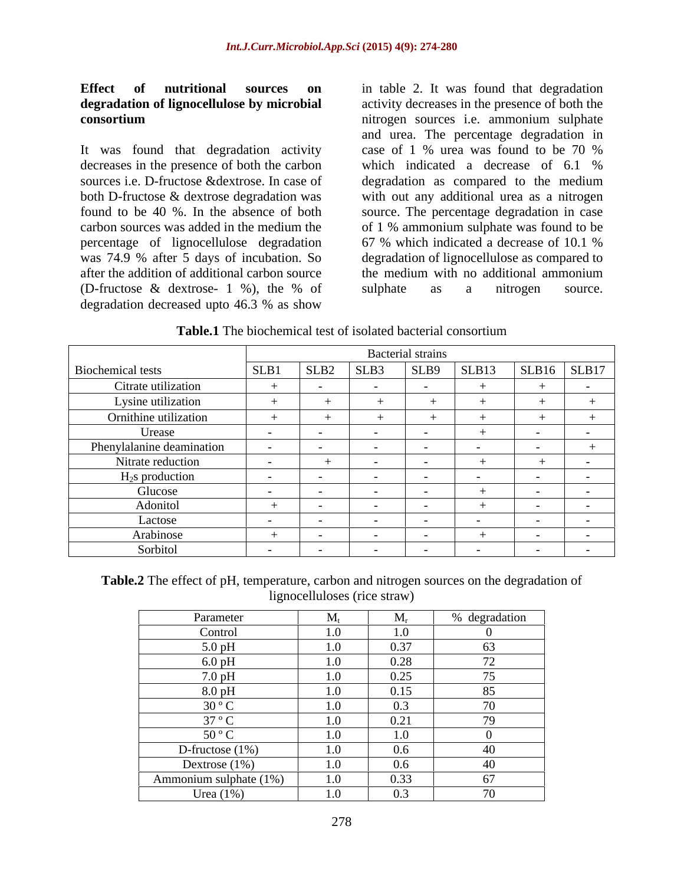**Effect of nutritional sources on degradation of lignocellulose by microbial consortium**

It was found that degradation activity decreases in the presence of both the carbon sources i.e. D-fructose &dextrose. In case of both D-fructose & dextrose degradation was found to be 40 %. In the absence of both carbon sources was added in the medium the percentage of lignocellulose degradation was 74.9 % after 5 days of incubation. So after the addition of additional carbon source (D-fructose & dextrose- 1 %), the % of degradation decreased upto 46.3 % as show in table 2. It was found that degradation activity decreases in the presence of both the nitrogen sources i.e. ammonium sulphate and urea. The percentage degradation in case of 1 % urea was found to be 70 % which indicated a decrease of 6.1 % degradation as compared to the medium with out any additional urea as a nitrogen source. The percentage degradation in case of 1 % ammonium sulphate was found to be 67 % which indicated a decrease of 10.1 % degradation of lignocellulose as compared to the medium with no additional ammonium sulphate as a nitrogen source.

**Table.1** The biochemical test of isolated bacterial consortium

| Biochemical tests | Bacterial strains | | | | | | |
|---|---|---|---|---|---|---|---|
| | SLB1 | SLB2 | SLB3 | SLB9 | SLB13 | SLB16 | SLB17 |
| Citrate utilization | + | - | - | - | + | + | - |
| Lysine utilization | + | + | + | + | + | + | + |
| Ornithine utilization | + | + | + | + | + | + | + |
| Urease | - | - | - | - | + | - | - |
| Phenylalanine deamination | - | - | - | - | - | - | + |
| Nitrate reduction | - | + | - | - | + | + | - |
| $H_2$s production | - | - | - | - | - | - | - |
| Glucose | - | - | - | - | + | - | - |
| Adonitol | + | - | - | - | + | - | - |
| Lactose | - | - | - | - | - | - | - |
| Arabinose | + | - | - | - | + | - | - |
| Sorbitol | - | - | - | - | - | - | - |

**Table.2** The effect of pH, temperature, carbon and nitrogen sources on the degradation of lignocelluloses (rice straw)

| Parameter | $M_t$ | $M_r$ | % degradation |
|---|---|---|---|
| Control | 1.0 | 1.0 | 0 |
| 5.0 pH | 1.0 | 0.37 | 63 |
| 6.0 pH | 1.0 | 0.28 | 72 |
| 7.0 pH | 1.0 | 0.25 | 75 |
| 8.0 pH | 1.0 | 0.15 | 85 |
| 30 ° C | 1.0 | 0.3 | 70 |
| 37 ° C | 1.0 | 0.21 | 79 |
| 50 ° C | 1.0 | 1.0 | 0 |
| D-fructose (1%) | 1.0 | 0.6 | 40 |
| Dextrose (1%) | 1.0 | 0.6 | 40 |
| Ammonium sulphate (1%) | 1.0 | 0.33 | 67 |
| Urea (1%) | 1.0 | 0.3 | 70 |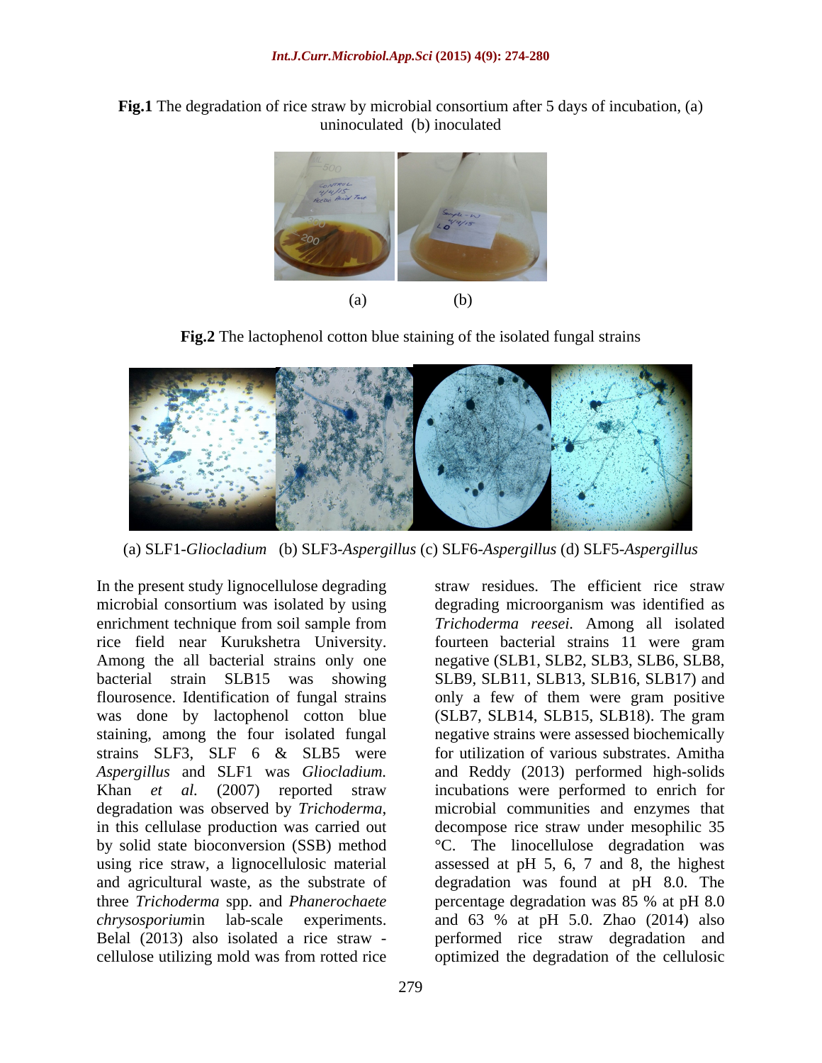**Fig.1** The degradation of rice straw by microbial consortium after 5 days of incubation, (a) uninoculated (b) inoculated

(a) (b)

**Fig.2** The lactophenol cotton blue staining of the isolated fungal strains

(a) SLF1-*Gliocladium* (b) SLF3-*Aspergillus* (c) SLF6-*Aspergillus* (d) SLF5-*Aspergillus*

In the present study lignocellulose degrading microbial consortium was isolated by using enrichment technique from soil sample from rice field near Kurukshetra University. Among the all bacterial strains only one bacterial strain SLB15 was showing flourosence. Identification of fungal strains was done by lactophenol cotton blue staining, among the four isolated fungal strains SLF3, SLF 6 & SLB5 were *Aspergillus* and SLF1 was *Gliocladium.* Khan *et al.* (2007) reported straw degradation was observed by *Trichoderma*, in this cellulase production was carried out by solid state bioconversion (SSB) method using rice straw, a lignocellulosic material and agricultural waste, as the substrate of three *Trichoderma* spp. and *Phanerochaete chrysosporium*in lab-scale experiments. Belal (2013) also isolated a rice straw - cellulose utilizing mold was from rotted rice straw residues. The efficient rice straw degrading microorganism was identified as *Trichoderma reesei.* Among all isolated fourteen bacterial strains 11 were gram negative (SLB1, SLB2, SLB3, SLB6, SLB8, SLB9, SLB11, SLB13, SLB16, SLB17) and only a few of them were gram positive (SLB7, SLB14, SLB15, SLB18). The gram negative strains were assessed biochemically for utilization of various substrates. Amitha and Reddy (2013) performed high-solids incubations were performed to enrich for microbial communities and enzymes that decompose rice straw under mesophilic 35 °C. The linocellulose degradation was assessed at pH 5, 6, 7 and 8, the highest degradation was found at pH 8.0. The percentage degradation was 85 % at pH 8.0 and 63 % at pH 5.0. Zhao (2014) also performed rice straw degradation and optimized the degradation of the cellulosic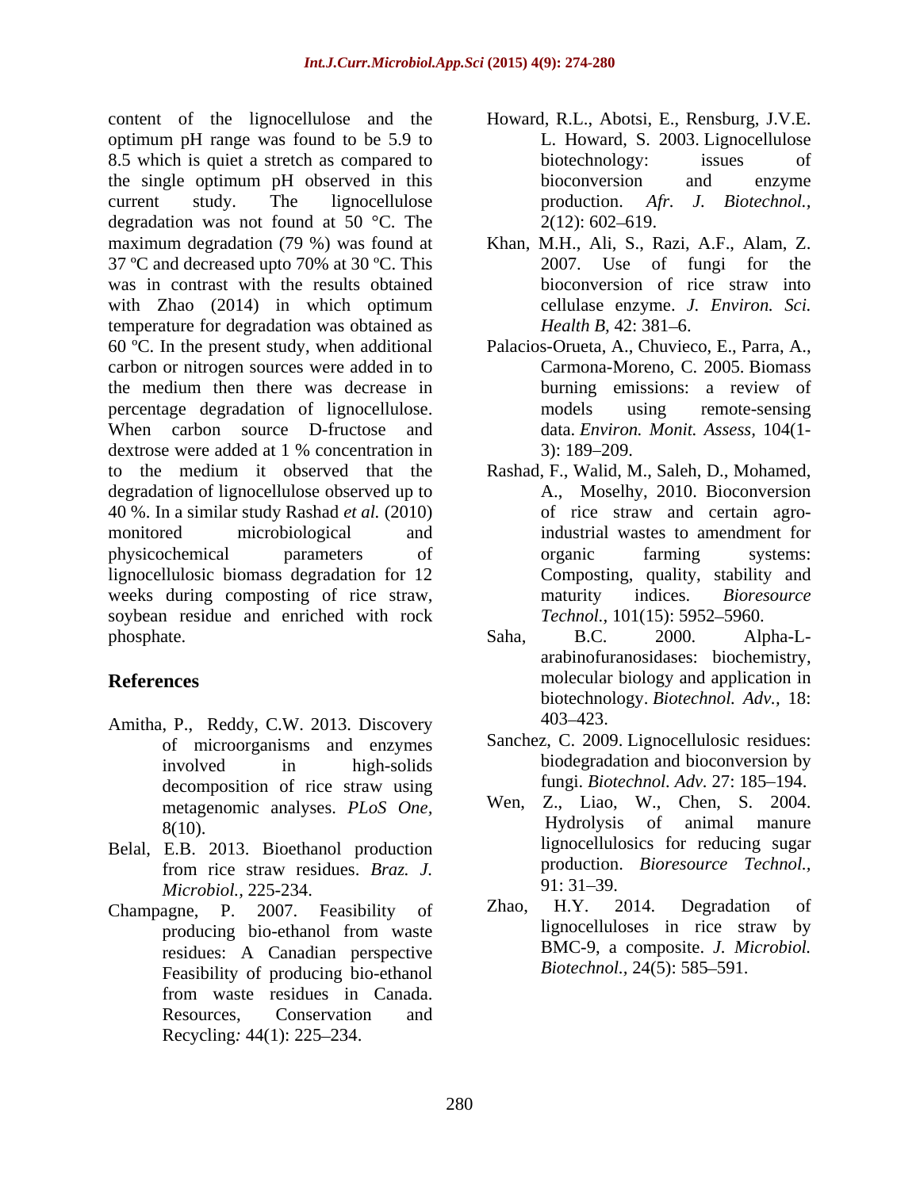content of the lignocellulose and the optimum pH range was found to be 5.9 to 8.5 which is quiet a stretch as compared to the single optimum pH observed in this current study. The lignocellulose degradation was not found at 50 °C. The maximum degradation (79 %) was found at 37 ºC and decreased upto 70% at 30 ºC. This was in contrast with the results obtained with Zhao (2014) in which optimum temperature for degradation was obtained as 60 ºC. In the present study, when additional carbon or nitrogen sources were added in to the medium then there was decrease in percentage degradation of lignocellulose. When carbon source D-fructose and dextrose were added at 1 % concentration in to the medium it observed that the degradation of lignocellulose observed up to 40 %. In a similar study Rashad *et al.* (2010) monitored microbiological and physicochemical parameters of lignocellulosic biomass degradation for 12 weeks during composting of rice straw, soybean residue and enriched with rock phosphate.

## References

Amitha, P., Reddy, C.W. 2013. Discovery of microorganisms and enzymes involved in high-solids decomposition of rice straw using metagenomic analyses. *PLoS One,* 8(10).

Belal, E.B. 2013. Bioethanol production from rice straw residues. *Braz. J. Microbiol.*, 225-234.

Champagne, P. 2007. Feasibility of producing bio-ethanol from waste residues: A Canadian perspective Feasibility of producing bio-ethanol from waste residues in Canada. Resources, Conservation and Recycling*:* 44(1): 225–234.

Howard, R.L., Abotsi, E., Rensburg, J.V.E. L. Howard, S. 2003. Lignocellulose biotechnology: issues of bioconversion and enzyme production. *Afr. J. Biotechnol.,* 2(12): 602–619.

Khan, M.H., Ali, S., Razi, A.F., Alam, Z. 2007. Use of fungi for the bioconversion of rice straw into cellulase enzyme. *J. Environ. Sci. Health B,* 42: 381–6.

Palacios-Orueta, A., Chuvieco, E., Parra, A., Carmona-Moreno, C. 2005. Biomass burning emissions: a review of models using remote-sensing data. *Environ. Monit. Assess,* 104(1-3): 189–209.

Rashad, F., Walid, M., Saleh, D., Mohamed, A., Moselhy, 2010. Bioconversion of rice straw and certain agro-industrial wastes to amendment for organic farming systems: Composting, quality, stability and maturity indices. *Bioresource Technol.*, 101(15): 5952–5960.

Saha, B.C. 2000. Alpha-L-arabinofuranosidases: biochemistry, molecular biology and application in biotechnology. *Biotechnol. Adv.,* 18: 403–423.

Sanchez, C. 2009. Lignocellulosic residues: biodegradation and bioconversion by fungi. *Biotechnol. Adv.* 27: 185–194.

Wen, Z., Liao, W., Chen, S. 2004. Hydrolysis of animal manure lignocellulosics for reducing sugar production. *Bioresource Technol.,* 91: 31–39.

Zhao, H.Y. 2014. Degradation of lignocelluloses in rice straw by BMC-9, a composite. *J. Microbiol. Biotechnol.*, 24(5): 585–591.